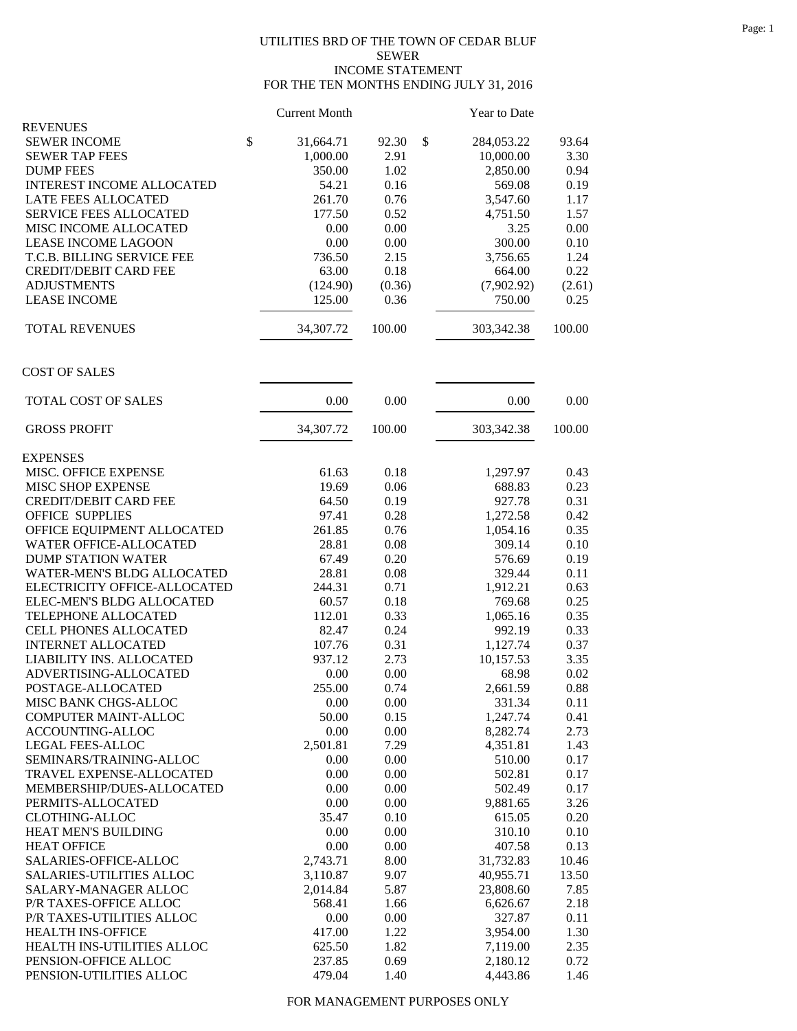UTILITIES BRD OF THE TOWN OF CEDAR BLUF
SEWER
INCOME STATEMENT
FOR THE TEN MONTHS ENDING JULY 31, 2016

| | Current Month | | Year to Date | |
|---|---|---|---|---|
| **REVENUES** | | | | |
| SEWER INCOME | $ 31,664.71 | 92.30 | $ 284,053.22 | 93.64 |
| SEWER TAP FEES | 1,000.00 | 2.91 | 10,000.00 | 3.30 |
| DUMP FEES | 350.00 | 1.02 | 2,850.00 | 0.94 |
| INTEREST INCOME ALLOCATED | 54.21 | 0.16 | 569.08 | 0.19 |
| LATE FEES ALLOCATED | 261.70 | 0.76 | 3,547.60 | 1.17 |
| SERVICE FEES ALLOCATED | 177.50 | 0.52 | 4,751.50 | 1.57 |
| MISC INCOME ALLOCATED | 0.00 | 0.00 | 3.25 | 0.00 |
| LEASE INCOME LAGOON | 0.00 | 0.00 | 300.00 | 0.10 |
| T.C.B. BILLING SERVICE FEE | 736.50 | 2.15 | 3,756.65 | 1.24 |
| CREDIT/DEBIT CARD FEE | 63.00 | 0.18 | 664.00 | 0.22 |
| ADJUSTMENTS | (124.90) | (0.36) | (7,902.92) | (2.61) |
| LEASE INCOME | 125.00 | 0.36 | 750.00 | 0.25 |
| TOTAL REVENUES | 34,307.72 | 100.00 | 303,342.38 | 100.00 |
| **COST OF SALES** | | | | |
| TOTAL COST OF SALES | 0.00 | 0.00 | 0.00 | 0.00 |
| GROSS PROFIT | 34,307.72 | 100.00 | 303,342.38 | 100.00 |
| **EXPENSES** | | | | |
| MISC. OFFICE EXPENSE | 61.63 | 0.18 | 1,297.97 | 0.43 |
| MISC SHOP EXPENSE | 19.69 | 0.06 | 688.83 | 0.23 |
| CREDIT/DEBIT CARD FEE | 64.50 | 0.19 | 927.78 | 0.31 |
| OFFICE SUPPLIES | 97.41 | 0.28 | 1,272.58 | 0.42 |
| OFFICE EQUIPMENT ALLOCATED | 261.85 | 0.76 | 1,054.16 | 0.35 |
| WATER OFFICE-ALLOCATED | 28.81 | 0.08 | 309.14 | 0.10 |
| DUMP STATION WATER | 67.49 | 0.20 | 576.69 | 0.19 |
| WATER-MEN'S BLDG ALLOCATED | 28.81 | 0.08 | 329.44 | 0.11 |
| ELECTRICITY OFFICE-ALLOCATED | 244.31 | 0.71 | 1,912.21 | 0.63 |
| ELEC-MEN'S BLDG ALLOCATED | 60.57 | 0.18 | 769.68 | 0.25 |
| TELEPHONE ALLOCATED | 112.01 | 0.33 | 1,065.16 | 0.35 |
| CELL PHONES ALLOCATED | 82.47 | 0.24 | 992.19 | 0.33 |
| INTERNET ALLOCATED | 107.76 | 0.31 | 1,127.74 | 0.37 |
| LIABILITY INS. ALLOCATED | 937.12 | 2.73 | 10,157.53 | 3.35 |
| ADVERTISING-ALLOCATED | 0.00 | 0.00 | 68.98 | 0.02 |
| POSTAGE-ALLOCATED | 255.00 | 0.74 | 2,661.59 | 0.88 |
| MISC BANK CHGS-ALLOC | 0.00 | 0.00 | 331.34 | 0.11 |
| COMPUTER MAINT-ALLOC | 50.00 | 0.15 | 1,247.74 | 0.41 |
| ACCOUNTING-ALLOC | 0.00 | 0.00 | 8,282.74 | 2.73 |
| LEGAL FEES-ALLOC | 2,501.81 | 7.29 | 4,351.81 | 1.43 |
| SEMINARS/TRAINING-ALLOC | 0.00 | 0.00 | 510.00 | 0.17 |
| TRAVEL EXPENSE-ALLOCATED | 0.00 | 0.00 | 502.81 | 0.17 |
| MEMBERSHIP/DUES-ALLOCATED | 0.00 | 0.00 | 502.49 | 0.17 |
| PERMITS-ALLOCATED | 0.00 | 0.00 | 9,881.65 | 3.26 |
| CLOTHING-ALLOC | 35.47 | 0.10 | 615.05 | 0.20 |
| HEAT MEN'S BUILDING | 0.00 | 0.00 | 310.10 | 0.10 |
| HEAT OFFICE | 0.00 | 0.00 | 407.58 | 0.13 |
| SALARIES-OFFICE-ALLOC | 2,743.71 | 8.00 | 31,732.83 | 10.46 |
| SALARIES-UTILITIES ALLOC | 3,110.87 | 9.07 | 40,955.71 | 13.50 |
| SALARY-MANAGER ALLOC | 2,014.84 | 5.87 | 23,808.60 | 7.85 |
| P/R TAXES-OFFICE ALLOC | 568.41 | 1.66 | 6,626.67 | 2.18 |
| P/R TAXES-UTILITIES ALLOC | 0.00 | 0.00 | 327.87 | 0.11 |
| HEALTH INS-OFFICE | 417.00 | 1.22 | 3,954.00 | 1.30 |
| HEALTH INS-UTILITIES ALLOC | 625.50 | 1.82 | 7,119.00 | 2.35 |
| PENSION-OFFICE ALLOC | 237.85 | 0.69 | 2,180.12 | 0.72 |
| PENSION-UTILITIES ALLOC | 479.04 | 1.40 | 4,443.86 | 1.46 |

FOR MANAGEMENT PURPOSES ONLY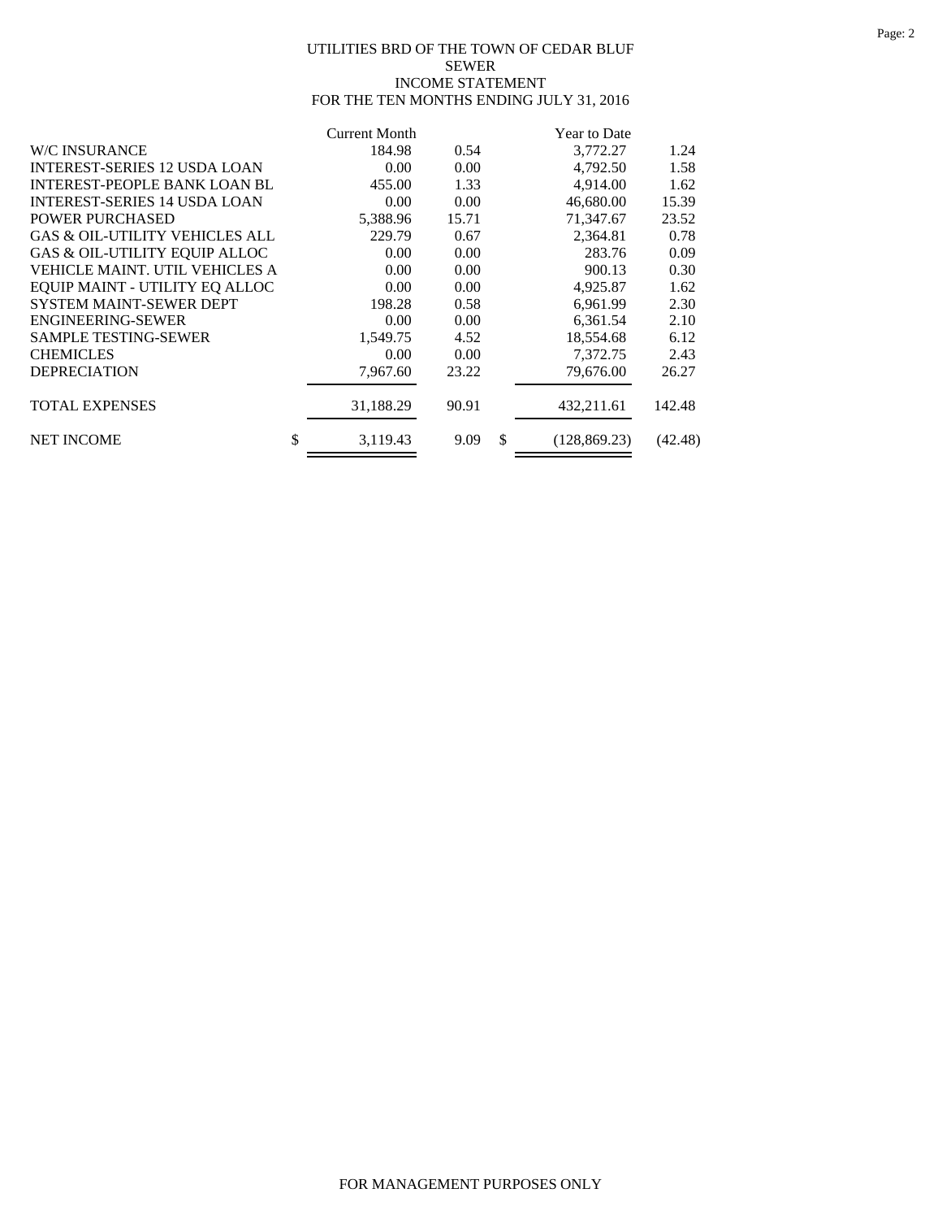UTILITIES BRD OF THE TOWN OF CEDAR BLUF
SEWER
INCOME STATEMENT
FOR THE TEN MONTHS ENDING JULY 31, 2016

| | Current Month | | Year to Date | |
|---|---|---|---|---|
| W/C INSURANCE | 184.98 | 0.54 | 3,772.27 | 1.24 |
| INTEREST-SERIES 12 USDA LOAN | 0.00 | 0.00 | 4,792.50 | 1.58 |
| INTEREST-PEOPLE BANK LOAN BL | 455.00 | 1.33 | 4,914.00 | 1.62 |
| INTEREST-SERIES 14 USDA LOAN | 0.00 | 0.00 | 46,680.00 | 15.39 |
| POWER PURCHASED | 5,388.96 | 15.71 | 71,347.67 | 23.52 |
| GAS & OIL-UTILITY VEHICLES ALL | 229.79 | 0.67 | 2,364.81 | 0.78 |
| GAS & OIL-UTILITY EQUIP ALLOC | 0.00 | 0.00 | 283.76 | 0.09 |
| VEHICLE MAINT. UTIL VEHICLES A | 0.00 | 0.00 | 900.13 | 0.30 |
| EQUIP MAINT - UTILITY EQ ALLOC | 0.00 | 0.00 | 4,925.87 | 1.62 |
| SYSTEM MAINT-SEWER DEPT | 198.28 | 0.58 | 6,961.99 | 2.30 |
| ENGINEERING-SEWER | 0.00 | 0.00 | 6,361.54 | 2.10 |
| SAMPLE TESTING-SEWER | 1,549.75 | 4.52 | 18,554.68 | 6.12 |
| CHEMICLES | 0.00 | 0.00 | 7,372.75 | 2.43 |
| DEPRECIATION | 7,967.60 | 23.22 | 79,676.00 | 26.27 |
| TOTAL EXPENSES | 31,188.29 | 90.91 | 432,211.61 | 142.48 |
| NET INCOME | $ 3,119.43 | 9.09 | $ (128,869.23) | (42.48) |

FOR MANAGEMENT PURPOSES ONLY